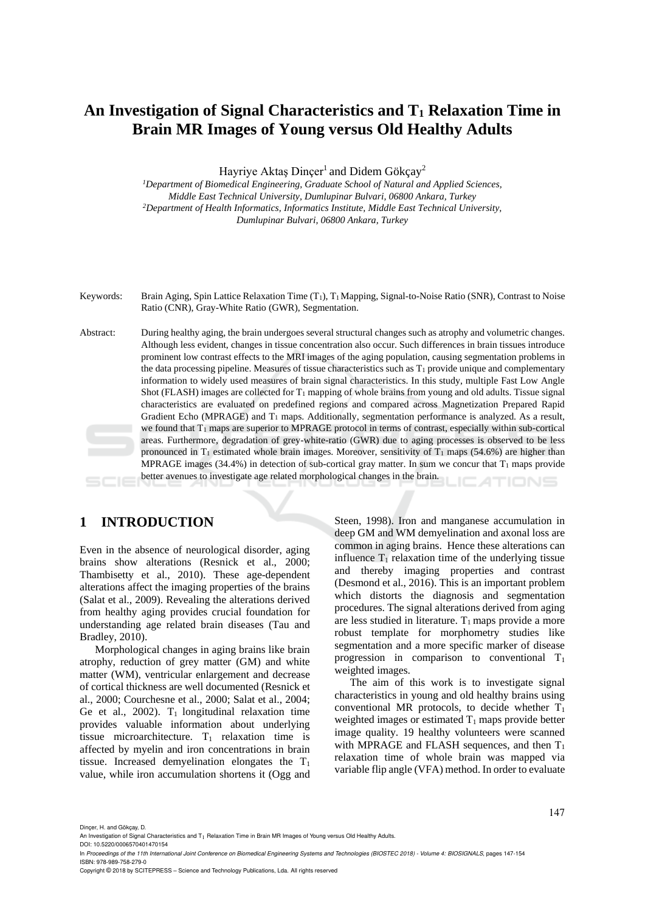# An Investigation of Signal Characteristics and $T_1$ Relaxation Time in Brain MR Images of Young versus Old Healthy Adults

Hayriye Aktaş Dinçer[1] and Didem Gökçay[2]

[1]*Department of Biomedical Engineering, Graduate School of Natural and Applied Sciences, Middle East Technical University, Dumlupinar Bulvari, 06800 Ankara, Turkey*
[2]*Department of Health Informatics, Informatics Institute, Middle East Technical University, Dumlupinar Bulvari, 06800 Ankara, Turkey*

Keywords: Brain Aging, Spin Lattice Relaxation Time ($T_1$), $T_1$ Mapping, Signal-to-Noise Ratio (SNR), Contrast to Noise Ratio (CNR), Gray-White Ratio (GWR), Segmentation.

Abstract: During healthy aging, the brain undergoes several structural changes such as atrophy and volumetric changes. Although less evident, changes in tissue concentration also occur. Such differences in brain tissues introduce prominent low contrast effects to the MRI images of the aging population, causing segmentation problems in the data processing pipeline. Measures of tissue characteristics such as $T_1$ provide unique and complementary information to widely used measures of brain signal characteristics. In this study, multiple Fast Low Angle Shot (FLASH) images are collected for $T_1$ mapping of whole brains from young and old adults. Tissue signal characteristics are evaluated on predefined regions and compared across Magnetization Prepared Rapid Gradient Echo (MPRAGE) and $T_1$ maps. Additionally, segmentation performance is analyzed. As a result, we found that $T_1$ maps are superior to MPRAGE protocol in terms of contrast, especially within sub-cortical areas. Furthermore, degradation of grey-white-ratio (GWR) due to aging processes is observed to be less pronounced in $T_1$ estimated whole brain images. Moreover, sensitivity of $T_1$ maps (54.6%) are higher than MPRAGE images (34.4%) in detection of sub-cortical gray matter. In sum we concur that $T_1$ maps provide better avenues to investigate age related morphological changes in the brain.

## 1 INTRODUCTION

Even in the absence of neurological disorder, aging brains show alterations (Resnick et al., 2000; Thambisetty et al., 2010). These age-dependent alterations affect the imaging properties of the brains (Salat et al., 2009). Revealing the alterations derived from healthy aging provides crucial foundation for understanding age related brain diseases (Tau and Bradley, 2010).

Morphological changes in aging brains like brain atrophy, reduction of grey matter (GM) and white matter (WM), ventricular enlargement and decrease of cortical thickness are well documented (Resnick et al., 2000; Courchesne et al., 2000; Salat et al., 2004; Ge et al., 2002). $T_1$ longitudinal relaxation time provides valuable information about underlying tissue microarchitecture. $T_1$ relaxation time is affected by myelin and iron concentrations in brain tissue. Increased demyelination elongates the $T_1$ value, while iron accumulation shortens it (Ogg and Steen, 1998). Iron and manganese accumulation in deep GM and WM demyelination and axonal loss are common in aging brains. Hence these alterations can influence $T_1$ relaxation time of the underlying tissue and thereby imaging properties and contrast (Desmond et al., 2016). This is an important problem which distorts the diagnosis and segmentation procedures. The signal alterations derived from aging are less studied in literature. $T_1$ maps provide a more robust template for morphometry studies like segmentation and a more specific marker of disease progression in comparison to conventional $T_1$ weighted images.

The aim of this work is to investigate signal characteristics in young and old healthy brains using conventional MR protocols, to decide whether $T_1$ weighted images or estimated $T_1$ maps provide better image quality. 19 healthy volunteers were scanned with MPRAGE and FLASH sequences, and then $T_1$ relaxation time of whole brain was mapped via variable flip angle (VFA) method. In order to evaluate

Dinçer, H. and Gökçay, D.
An Investigation of Signal Characteristics and $T_1$ Relaxation Time in Brain MR Images of Young versus Old Healthy Adults.
DOI: 10.5220/0006570401470154
In *Proceedings of the 11th International Joint Conference on Biomedical Engineering Systems and Technologies (BIOSTEC 2018) - Volume 4: BIOSIGNALS*, pages 147-154
ISBN: 978-989-758-279-0
Copyright © 2018 by SCITEPRESS – Science and Technology Publications, Lda. All rights reserved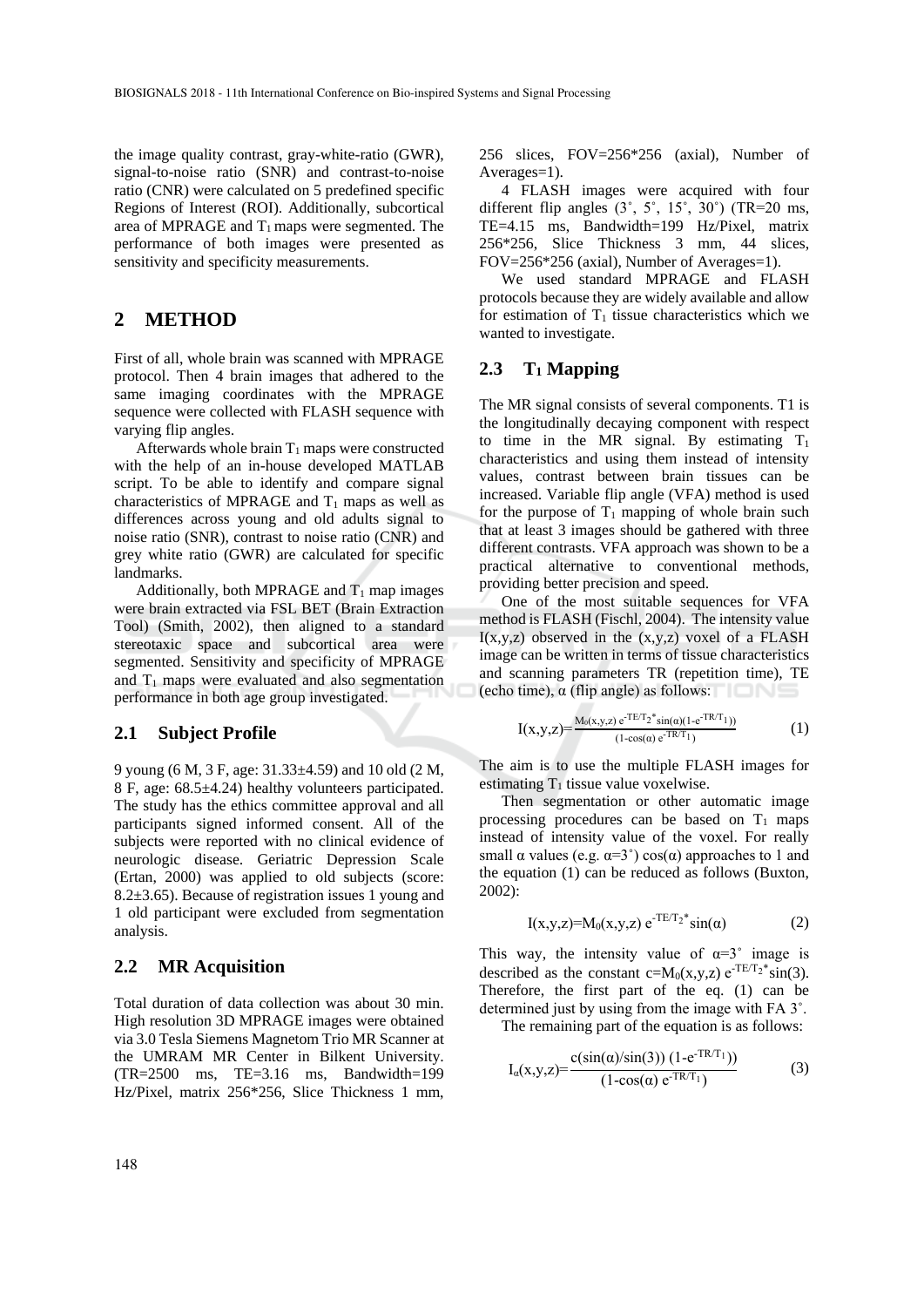the image quality contrast, gray-white-ratio (GWR), signal-to-noise ratio (SNR) and contrast-to-noise ratio (CNR) were calculated on 5 predefined specific Regions of Interest (ROI). Additionally, subcortical area of MPRAGE and $T_1$ maps were segmented. The performance of both images were presented as sensitivity and specificity measurements.

## 2 METHOD

First of all, whole brain was scanned with MPRAGE protocol. Then 4 brain images that adhered to the same imaging coordinates with the MPRAGE sequence were collected with FLASH sequence with varying flip angles.

Afterwards whole brain $T_1$ maps were constructed with the help of an in-house developed MATLAB script. To be able to identify and compare signal characteristics of MPRAGE and $T_1$ maps as well as differences across young and old adults signal to noise ratio (SNR), contrast to noise ratio (CNR) and grey white ratio (GWR) are calculated for specific landmarks.

Additionally, both MPRAGE and $T_1$ map images were brain extracted via FSL BET (Brain Extraction Tool) (Smith, 2002), then aligned to a standard stereotaxic space and subcortical area were segmented. Sensitivity and specificity of MPRAGE and $T_1$ maps were evaluated and also segmentation performance in both age group investigated.

### 2.1 Subject Profile

9 young (6 M, 3 F, age: 31.33±4.59) and 10 old (2 M, 8 F, age: 68.5±4.24) healthy volunteers participated. The study has the ethics committee approval and all participants signed informed consent. All of the subjects were reported with no clinical evidence of neurologic disease. Geriatric Depression Scale (Ertan, 2000) was applied to old subjects (score: 8.2±3.65). Because of registration issues 1 young and 1 old participant were excluded from segmentation analysis.

### 2.2 MR Acquisition

Total duration of data collection was about 30 min. High resolution 3D MPRAGE images were obtained via 3.0 Tesla Siemens Magnetom Trio MR Scanner at the UMRAM MR Center in Bilkent University. (TR=2500 ms, TE=3.16 ms, Bandwidth=199 Hz/Pixel, matrix 256*256, Slice Thickness 1 mm, 256 slices, FOV=256*256 (axial), Number of Averages=1).

4 FLASH images were acquired with four different flip angles (3˚, 5˚, 15˚, 30˚) (TR=20 ms, TE=4.15 ms, Bandwidth=199 Hz/Pixel, matrix 256*256, Slice Thickness 3 mm, 44 slices, FOV=256*256 (axial), Number of Averages=1).

We used standard MPRAGE and FLASH protocols because they are widely available and allow for estimation of $T_1$ tissue characteristics which we wanted to investigate.

### 2.3 $T_1$ Mapping

The MR signal consists of several components. T1 is the longitudinally decaying component with respect to time in the MR signal. By estimating $T_1$ characteristics and using them instead of intensity values, contrast between brain tissues can be increased. Variable flip angle (VFA) method is used for the purpose of $T_1$ mapping of whole brain such that at least 3 images should be gathered with three different contrasts. VFA approach was shown to be a practical alternative to conventional methods, providing better precision and speed.

One of the most suitable sequences for VFA method is FLASH (Fischl, 2004). The intensity value I(x,y,z) observed in the (x,y,z) voxel of a FLASH image can be written in terms of tissue characteristics and scanning parameters TR (repetition time), TE (echo time), α (flip angle) as follows:

$$I(x,y,z)=\frac{M_0(x,y,z)\, e^{-TE/T_2^*}\sin(\alpha)(1-e^{-TR/T_1})}{(1-\cos(\alpha)\, e^{-TR/T_1})} \tag{1}$$

The aim is to use the multiple FLASH images for estimating $T_1$ tissue value voxelwise.

Then segmentation or other automatic image processing procedures can be based on $T_1$ maps instead of intensity value of the voxel. For really small α values (e.g. α=3˚) cos(α) approaches to 1 and the equation (1) can be reduced as follows (Buxton, 2002):

$$I(x,y,z)=M_0(x,y,z)\, e^{-TE/T_2^*}\sin(\alpha) \tag{2}$$

This way, the intensity value of α=3˚ image is described as the constant $c=M_0(x,y,z)\, e^{-TE/T_2^*}\sin(3)$. Therefore, the first part of the eq. (1) can be determined just by using from the image with FA 3˚.

The remaining part of the equation is as follows:

$$I_\alpha(x,y,z)=\frac{c(\sin(\alpha)/\sin(3))\,(1-e^{-TR/T_1})}{(1-\cos(\alpha)\, e^{-TR/T_1})} \tag{3}$$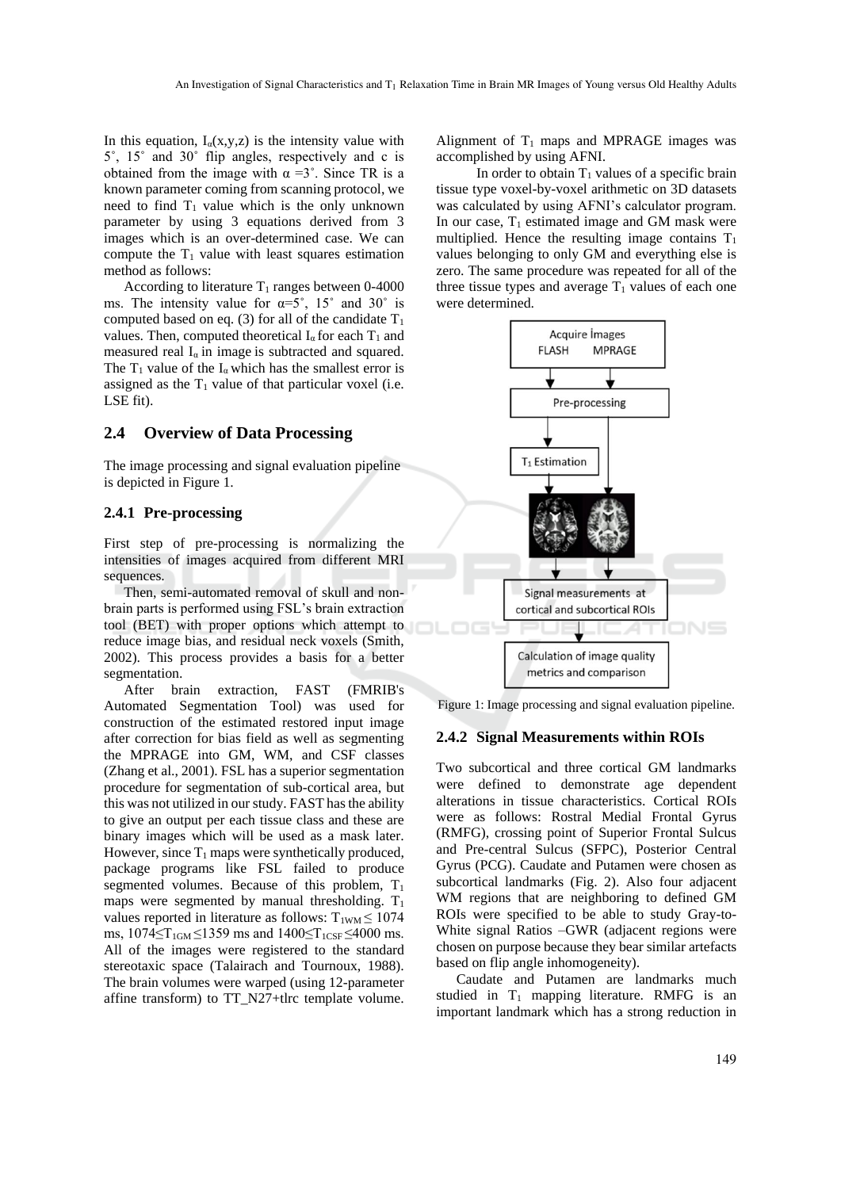In this equation, $I_\alpha(x,y,z)$ is the intensity value with 5˚, 15˚ and 30˚ flip angles, respectively and c is obtained from the image with $\alpha$ =3˚. Since TR is a known parameter coming from scanning protocol, we need to find $T_1$ value which is the only unknown parameter by using 3 equations derived from 3 images which is an over-determined case. We can compute the $T_1$ value with least squares estimation method as follows:

According to literature $T_1$ ranges between 0-4000 ms. The intensity value for $\alpha$=5˚, 15˚ and 30˚ is computed based on eq. (3) for all of the candidate $T_1$ values. Then, computed theoretical $I_\alpha$ for each $T_1$ and measured real $I_\alpha$ in image is subtracted and squared. The $T_1$ value of the $I_\alpha$ which has the smallest error is assigned as the $T_1$ value of that particular voxel (i.e. LSE fit).

## 2.4 Overview of Data Processing

The image processing and signal evaluation pipeline is depicted in Figure 1.

### 2.4.1 Pre-processing

First step of pre-processing is normalizing the intensities of images acquired from different MRI sequences.

Then, semi-automated removal of skull and non-brain parts is performed using FSL's brain extraction tool (BET) with proper options which attempt to reduce image bias, and residual neck voxels (Smith, 2002). This process provides a basis for a better segmentation.

After brain extraction, FAST (FMRIB's Automated Segmentation Tool) was used for construction of the estimated restored input image after correction for bias field as well as segmenting the MPRAGE into GM, WM, and CSF classes (Zhang et al., 2001). FSL has a superior segmentation procedure for segmentation of sub-cortical area, but this was not utilized in our study. FAST has the ability to give an output per each tissue class and these are binary images which will be used as a mask later. However, since $T_1$ maps were synthetically produced, package programs like FSL failed to produce segmented volumes. Because of this problem, $T_1$ maps were segmented by manual thresholding. $T_1$ values reported in literature as follows: $T_{1WM} \leq 1074$ ms, $1074 \leq T_{1GM} \leq 1359$ ms and $1400 \leq T_{1CSF} \leq 4000$ ms. All of the images were registered to the standard stereotaxic space (Talairach and Tournoux, 1988). The brain volumes were warped (using 12-parameter affine transform) to TT_N27+tlrc template volume. Alignment of $T_1$ maps and MPRAGE images was accomplished by using AFNI.

In order to obtain $T_1$ values of a specific brain tissue type voxel-by-voxel arithmetic on 3D datasets was calculated by using AFNI's calculator program. In our case, $T_1$ estimated image and GM mask were multiplied. Hence the resulting image contains $T_1$ values belonging to only GM and everything else is zero. The same procedure was repeated for all of the three tissue types and average $T_1$ values of each one were determined.

Figure 1: Image processing and signal evaluation pipeline.

### 2.4.2 Signal Measurements within ROIs

Two subcortical and three cortical GM landmarks were defined to demonstrate age dependent alterations in tissue characteristics. Cortical ROIs were as follows: Rostral Medial Frontal Gyrus (RMFG), crossing point of Superior Frontal Sulcus and Pre-central Sulcus (SFPC), Posterior Central Gyrus (PCG). Caudate and Putamen were chosen as subcortical landmarks (Fig. 2). Also four adjacent WM regions that are neighboring to defined GM ROIs were specified to be able to study Gray-to-White signal Ratios –GWR (adjacent regions were chosen on purpose because they bear similar artefacts based on flip angle inhomogeneity).

Caudate and Putamen are landmarks much studied in $T_1$ mapping literature. RMFG is an important landmark which has a strong reduction in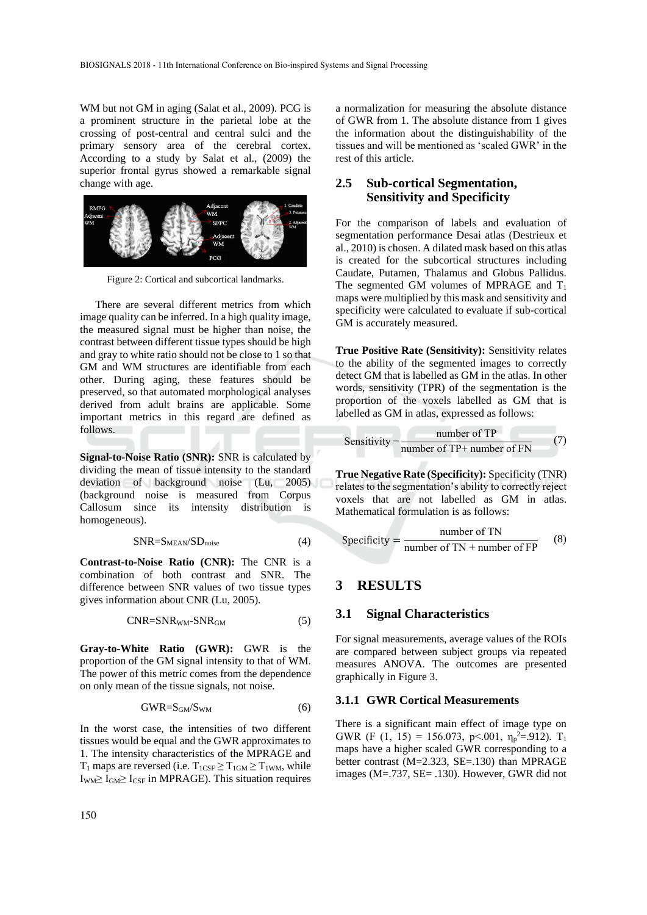WM but not GM in aging (Salat et al., 2009). PCG is a prominent structure in the parietal lobe at the crossing of post-central and central sulci and the primary sensory area of the cerebral cortex. According to a study by Salat et al., (2009) the superior frontal gyrus showed a remarkable signal change with age.

Figure 2: Cortical and subcortical landmarks.

There are several different metrics from which image quality can be inferred. In a high quality image, the measured signal must be higher than noise, the contrast between different tissue types should be high and gray to white ratio should not be close to 1 so that GM and WM structures are identifiable from each other. During aging, these features should be preserved, so that automated morphological analyses derived from adult brains are applicable. Some important metrics in this regard are defined as follows.

**Signal-to-Noise Ratio (SNR):** SNR is calculated by dividing the mean of tissue intensity to the standard deviation of background noise (Lu, 2005) (background noise is measured from Corpus Callosum since its intensity distribution is homogeneous).

$$SNR=S_{MEAN}/SD_{noise} \tag{4}$$

**Contrast-to-Noise Ratio (CNR):** The CNR is a combination of both contrast and SNR. The difference between SNR values of two tissue types gives information about CNR (Lu, 2005).

$$CNR=SNR_{WM}-SNR_{GM} \tag{5}$$

**Gray-to-White Ratio (GWR):** GWR is the proportion of the GM signal intensity to that of WM. The power of this metric comes from the dependence on only mean of the tissue signals, not noise.

$$GWR=S_{GM}/S_{WM} \tag{6}$$

In the worst case, the intensities of two different tissues would be equal and the GWR approximates to 1. The intensity characteristics of the MPRAGE and $T_1$ maps are reversed (i.e. $T_{1CSF} \geq T_{1GM} \geq T_{1WM}$, while $I_{WM} \geq I_{GM} \geq I_{CSF}$ in MPRAGE). This situation requires a normalization for measuring the absolute distance of GWR from 1. The absolute distance from 1 gives the information about the distinguishability of the tissues and will be mentioned as 'scaled GWR' in the rest of this article.

### 2.5 Sub-cortical Segmentation, Sensitivity and Specificity

For the comparison of labels and evaluation of segmentation performance Desai atlas (Destrieux et al., 2010) is chosen. A dilated mask based on this atlas is created for the subcortical structures including Caudate, Putamen, Thalamus and Globus Pallidus. The segmented GM volumes of MPRAGE and $T_1$ maps were multiplied by this mask and sensitivity and specificity were calculated to evaluate if sub-cortical GM is accurately measured.

**True Positive Rate (Sensitivity):** Sensitivity relates to the ability of the segmented images to correctly detect GM that is labelled as GM in the atlas. In other words, sensitivity (TPR) of the segmentation is the proportion of the voxels labelled as GM that is labelled as GM in atlas, expressed as follows:

$$\text{Sensitivity} = \frac{\text{number of TP}}{\text{number of TP+ number of FN}} \tag{7}$$

**True Negative Rate (Specificity):** Specificity (TNR) relates to the segmentation's ability to correctly reject voxels that are not labelled as GM in atlas. Mathematical formulation is as follows:

$$\text{Specificity} = \frac{\text{number of TN}}{\text{number of TN + number of FP}} \tag{8}$$

## 3 RESULTS

### 3.1 Signal Characteristics

For signal measurements, average values of the ROIs are compared between subject groups via repeated measures ANOVA. The outcomes are presented graphically in Figure 3.

#### 3.1.1 GWR Cortical Measurements

There is a significant main effect of image type on GWR ($F(1, 15) = 156.073$, $p<.001$, $\eta_p^2=.912$). $T_1$ maps have a higher scaled GWR corresponding to a better contrast ($M=2.323$, $SE=.130$) than MPRAGE images ($M=.737$, $SE=.130$). However, GWR did not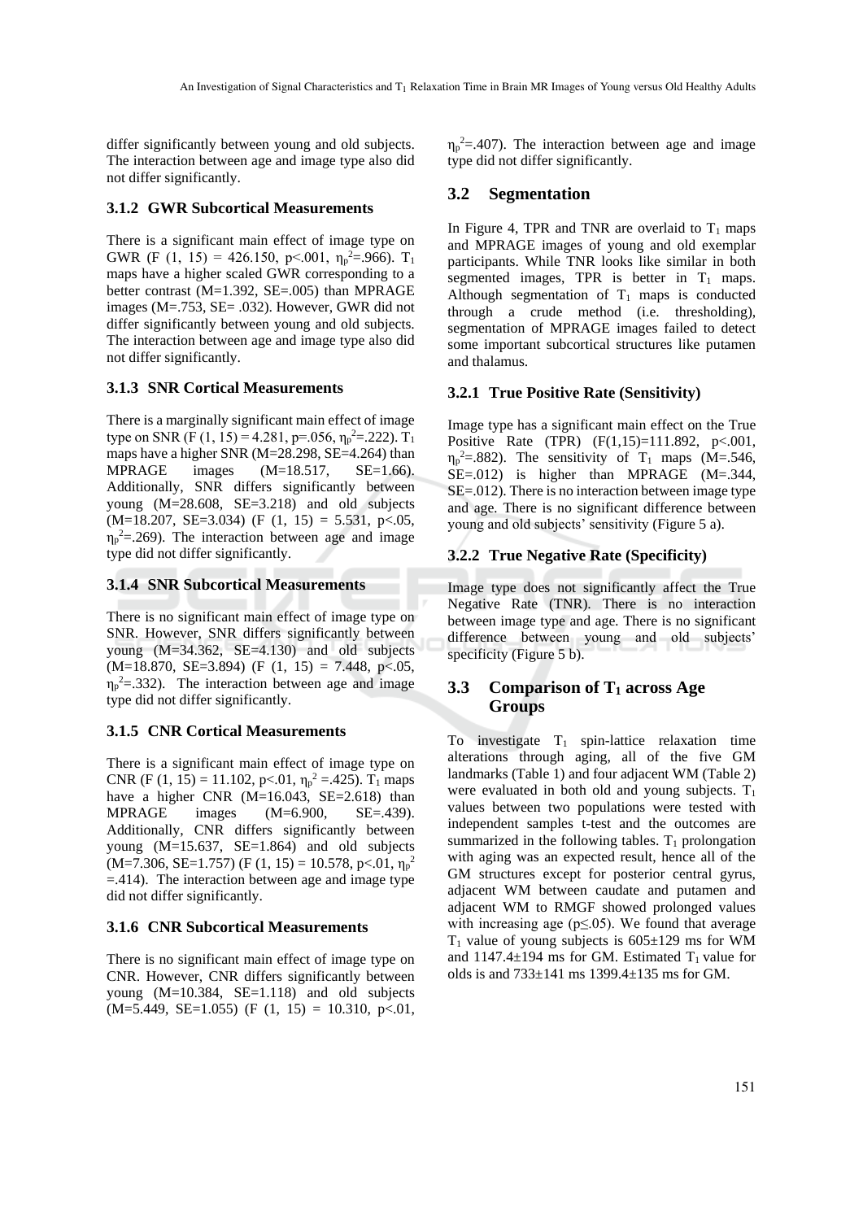differ significantly between young and old subjects. The interaction between age and image type also did not differ significantly.

### 3.1.2 GWR Subcortical Measurements

There is a significant main effect of image type on GWR ($F(1, 15) = 426.150$, $p<.001$, $\eta_p^2=.966$). $T_1$ maps have a higher scaled GWR corresponding to a better contrast (M=1.392, SE=.005) than MPRAGE images (M=.753, SE= .032). However, GWR did not differ significantly between young and old subjects. The interaction between age and image type also did not differ significantly.

### 3.1.3 SNR Cortical Measurements

There is a marginally significant main effect of image type on SNR ($F(1, 15) = 4.281$, $p=.056$, $\eta_p^2=.222$). $T_1$ maps have a higher SNR (M=28.298, SE=4.264) than MPRAGE images (M=18.517, SE=1.66). Additionally, SNR differs significantly between young (M=28.608, SE=3.218) and old subjects (M=18.207, SE=3.034) ($F(1, 15) = 5.531$, $p<.05$, $\eta_p^2=.269$). The interaction between age and image type did not differ significantly.

### 3.1.4 SNR Subcortical Measurements

There is no significant main effect of image type on SNR. However, SNR differs significantly between young (M=34.362, SE=4.130) and old subjects (M=18.870, SE=3.894) ($F(1, 15) = 7.448$, $p<.05$, $\eta_p^2=.332$). The interaction between age and image type did not differ significantly.

### 3.1.5 CNR Cortical Measurements

There is a significant main effect of image type on CNR ($F(1, 15) = 11.102$, $p<.01$, $\eta_p^2=.425$). $T_1$ maps have a higher CNR (M=16.043, SE=2.618) than MPRAGE images (M=6.900, SE=.439). Additionally, CNR differs significantly between young (M=15.637, SE=1.864) and old subjects (M=7.306, SE=1.757) ($F(1, 15) = 10.578$, $p<.01$, $\eta_p^2=.414$). The interaction between age and image type did not differ significantly.

### 3.1.6 CNR Subcortical Measurements

There is no significant main effect of image type on CNR. However, CNR differs significantly between young (M=10.384, SE=1.118) and old subjects (M=5.449, SE=1.055) ($F(1, 15) = 10.310$, $p<.01$, $\eta_p^2=.407$). The interaction between age and image type did not differ significantly.

## 3.2 Segmentation

In Figure 4, TPR and TNR are overlaid to $T_1$ maps and MPRAGE images of young and old exemplar participants. While TNR looks like similar in both segmented images, TPR is better in $T_1$ maps. Although segmentation of $T_1$ maps is conducted through a crude method (i.e. thresholding), segmentation of MPRAGE images failed to detect some important subcortical structures like putamen and thalamus.

### 3.2.1 True Positive Rate (Sensitivity)

Image type has a significant main effect on the True Positive Rate (TPR) ($F(1,15)=111.892$, $p<.001$, $\eta_p^2=.882$). The sensitivity of $T_1$ maps (M=.546, SE=.012) is higher than MPRAGE (M=.344, SE=.012). There is no interaction between image type and age. There is no significant difference between young and old subjects' sensitivity (Figure 5 a).

### 3.2.2 True Negative Rate (Specificity)

Image type does not significantly affect the True Negative Rate (TNR). There is no interaction between image type and age. There is no significant difference between young and old subjects' specificity (Figure 5 b).

## 3.3 Comparison of $T_1$ across Age Groups

To investigate $T_1$ spin-lattice relaxation time alterations through aging, all of the five GM landmarks (Table 1) and four adjacent WM (Table 2) were evaluated in both old and young subjects. $T_1$ values between two populations were tested with independent samples t-test and the outcomes are summarized in the following tables. $T_1$ prolongation with aging was an expected result, hence all of the GM structures except for posterior central gyrus, adjacent WM between caudate and putamen and adjacent WM to RMGF showed prolonged values with increasing age ($p\leq.05$). We found that average $T_1$ value of young subjects is 605±129 ms for WM and 1147.4±194 ms for GM. Estimated $T_1$ value for olds is and 733±141 ms 1399.4±135 ms for GM.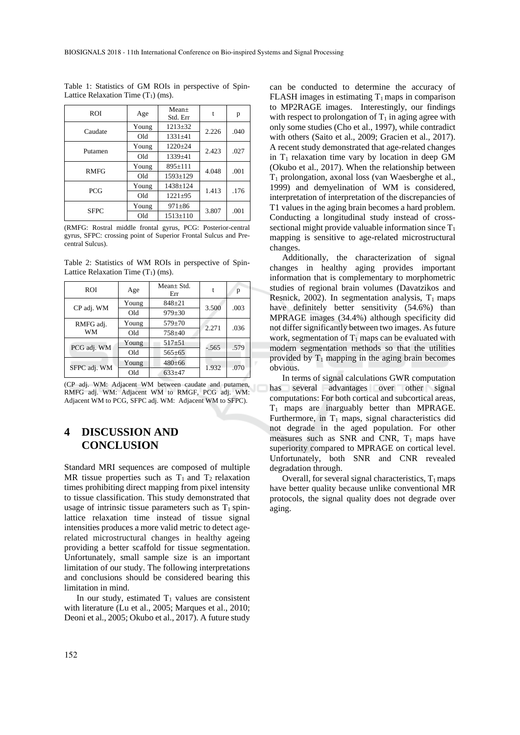Table 1: Statistics of GM ROIs in perspective of Spin-Lattice Relaxation Time ($T_1$) (ms).

| ROI | Age | Mean± Std. Err | t | p |
|---|---|---|---|---|
| Caudate | Young | 1213±32 | 2.226 | .040 |
| | Old | 1331±41 | | |
| Putamen | Young | 1220±24 | 2.423 | .027 |
| | Old | 1339±41 | | |
| RMFG | Young | 895±111 | 4.048 | .001 |
| | Old | 1593±129 | | |
| PCG | Young | 1438±124 | 1.413 | .176 |
| | Old | 1221±95 | | |
| SFPC | Young | 971±86 | 3.807 | .001 |
| | Old | 1513±110 | | |

(RMFG: Rostral middle frontal gyrus, PCG: Posterior-central gyrus, SFPC: crossing point of Superior Frontal Sulcus and Pre-central Sulcus).

Table 2: Statistics of WM ROIs in perspective of Spin-Lattice Relaxation Time ($T_1$) (ms).

| ROI | Age | Mean± Std. Err | t | p |
|---|---|---|---|---|
| CP adj. WM | Young | 848±21 | 3.500 | .003 |
| | Old | 979±30 | | |
| RMFG adj. WM | Young | 579±70 | 2.271 | .036 |
| | Old | 758±40 | | |
| PCG adj. WM | Young | 517±51 | -.565 | .579 |
| | Old | 565±65 | | |
| SFPC adj. WM | Young | 480±66 | 1.932 | .070 |
| | Old | 633±47 | | |

(CP adj. WM: Adjacent WM between caudate and putamen, RMFG adj. WM: Adjacent WM to RMGF, PCG adj. WM: Adjacent WM to PCG, SFPC adj. WM: Adjacent WM to SFPC).

# 4 DISCUSSION AND CONCLUSION

Standard MRI sequences are composed of multiple MR tissue properties such as $T_1$ and $T_2$ relaxation times prohibiting direct mapping from pixel intensity to tissue classification. This study demonstrated that usage of intrinsic tissue parameters such as $T_1$ spin-lattice relaxation time instead of tissue signal intensities produces a more valid metric to detect age-related microstructural changes in healthy ageing providing a better scaffold for tissue segmentation. Unfortunately, small sample size is an important limitation of our study. The following interpretations and conclusions should be considered bearing this limitation in mind.

In our study, estimated $T_1$ values are consistent with literature (Lu et al., 2005; Marques et al., 2010; Deoni et al., 2005; Okubo et al., 2017). A future study can be conducted to determine the accuracy of FLASH images in estimating $T_1$ maps in comparison to MP2RAGE images. Interestingly, our findings with respect to prolongation of $T_1$ in aging agree with only some studies (Cho et al., 1997), while contradict with others (Saito et al., 2009; Gracien et al., 2017). A recent study demonstrated that age-related changes in $T_1$ relaxation time vary by location in deep GM (Okubo et al., 2017). When the relationship between $T_1$ prolongation, axonal loss (van Waesberghe et al., 1999) and demyelination of WM is considered, interpretation of interpretation of the discrepancies of T1 values in the aging brain becomes a hard problem. Conducting a longitudinal study instead of cross-sectional might provide valuable information since $T_1$ mapping is sensitive to age-related microstructural changes.

Additionally, the characterization of signal changes in healthy aging provides important information that is complementary to morphometric studies of regional brain volumes (Davatzikos and Resnick, 2002). In segmentation analysis, $T_1$ maps have definitely better sensitivity (54.6%) than MPRAGE images (34.4%) although specificity did not differ significantly between two images. As future work, segmentation of $T_1$ maps can be evaluated with modern segmentation methods so that the utilities provided by $T_1$ mapping in the aging brain becomes obvious.

In terms of signal calculations GWR computation has several advantages over other signal computations: For both cortical and subcortical areas, $T_1$ maps are inarguably better than MPRAGE. Furthermore, in $T_1$ maps, signal characteristics did not degrade in the aged population. For other measures such as SNR and CNR, $T_1$ maps have superiority compared to MPRAGE on cortical level. Unfortunately, both SNR and CNR revealed degradation through.

Overall, for several signal characteristics, $T_1$ maps have better quality because unlike conventional MR protocols, the signal quality does not degrade over aging.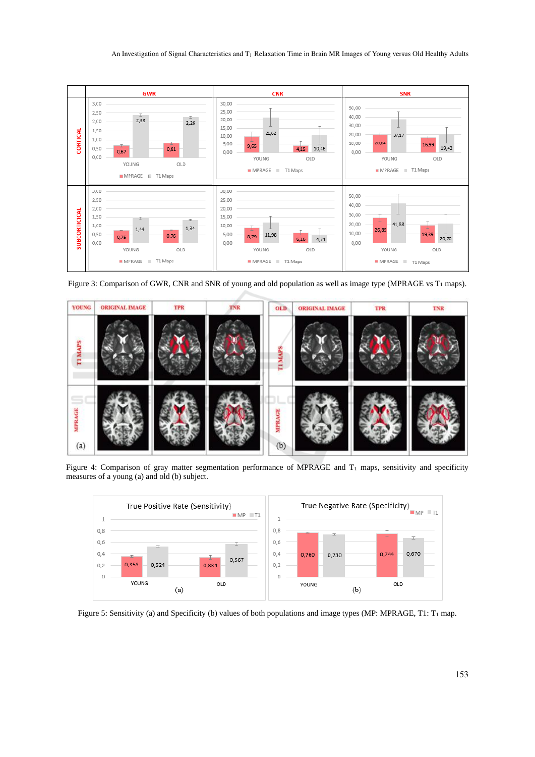Figure 3: Comparison of GWR, CNR and SNR of young and old population as well as image type (MPRAGE vs $T_1$ maps).

Figure 4: Comparison of gray matter segmentation performance of MPRAGE and $T_1$ maps, sensitivity and specificity measures of a young (a) and old (b) subject.

Figure 5: Sensitivity (a) and Specificity (b) values of both populations and image types (MP: MPRAGE, T1: $T_1$ map.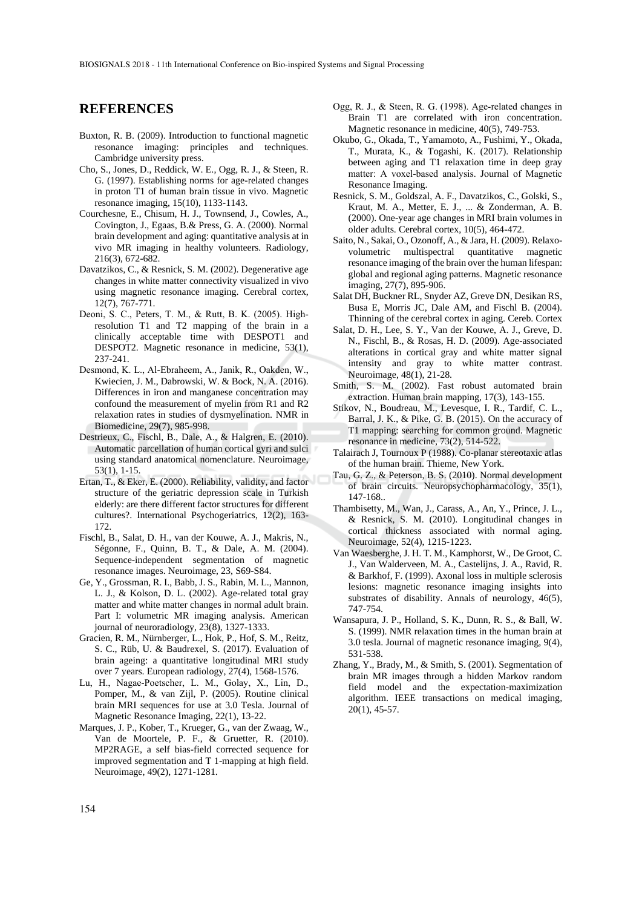## REFERENCES

Buxton, R. B. (2009). Introduction to functional magnetic resonance imaging: principles and techniques. Cambridge university press.

Cho, S., Jones, D., Reddick, W. E., Ogg, R. J., & Steen, R. G. (1997). Establishing norms for age-related changes in proton T1 of human brain tissue in vivo. Magnetic resonance imaging, 15(10), 1133-1143.

Courchesne, E., Chisum, H. J., Townsend, J., Cowles, A., Covington, J., Egaas, B.& Press, G. A. (2000). Normal brain development and aging: quantitative analysis at in vivo MR imaging in healthy volunteers. Radiology, 216(3), 672-682.

Davatzikos, C., & Resnick, S. M. (2002). Degenerative age changes in white matter connectivity visualized in vivo using magnetic resonance imaging. Cerebral cortex, 12(7), 767-771.

Deoni, S. C., Peters, T. M., & Rutt, B. K. (2005). High-resolution T1 and T2 mapping of the brain in a clinically acceptable time with DESPOT1 and DESPOT2. Magnetic resonance in medicine, 53(1), 237-241.

Desmond, K. L., Al-Ebraheem, A., Janik, R., Oakden, W., Kwiecien, J. M., Dabrowski, W. & Bock, N. A. (2016). Differences in iron and manganese concentration may confound the measurement of myelin from R1 and R2 relaxation rates in studies of dysmyelination. NMR in Biomedicine, 29(7), 985-998.

Destrieux, C., Fischl, B., Dale, A., & Halgren, E. (2010). Automatic parcellation of human cortical gyri and sulci using standard anatomical nomenclature. Neuroimage, 53(1), 1-15.

Ertan, T., & Eker, E. (2000). Reliability, validity, and factor structure of the geriatric depression scale in Turkish elderly: are there different factor structures for different cultures?. International Psychogeriatrics, 12(2), 163-172.

Fischl, B., Salat, D. H., van der Kouwe, A. J., Makris, N., Ségonne, F., Quinn, B. T., & Dale, A. M. (2004). Sequence-independent segmentation of magnetic resonance images. Neuroimage, 23, S69-S84.

Ge, Y., Grossman, R. I., Babb, J. S., Rabin, M. L., Mannon, L. J., & Kolson, D. L. (2002). Age-related total gray matter and white matter changes in normal adult brain. Part I: volumetric MR imaging analysis. American journal of neuroradiology, 23(8), 1327-1333.

Gracien, R. M., Nürnberger, L., Hok, P., Hof, S. M., Reitz, S. C., Rüb, U. & Baudrexel, S. (2017). Evaluation of brain ageing: a quantitative longitudinal MRI study over 7 years. European radiology, 27(4), 1568-1576.

Lu, H., Nagae-Poetscher, L. M., Golay, X., Lin, D., Pomper, M., & van Zijl, P. (2005). Routine clinical brain MRI sequences for use at 3.0 Tesla. Journal of Magnetic Resonance Imaging, 22(1), 13-22.

Marques, J. P., Kober, T., Krueger, G., van der Zwaag, W., Van de Moortele, P. F., & Gruetter, R. (2010). MP2RAGE, a self bias-field corrected sequence for improved segmentation and T 1-mapping at high field. Neuroimage, 49(2), 1271-1281.

Ogg, R. J., & Steen, R. G. (1998). Age-related changes in Brain T1 are correlated with iron concentration. Magnetic resonance in medicine, 40(5), 749-753.

Okubo, G., Okada, T., Yamamoto, A., Fushimi, Y., Okada, T., Murata, K., & Togashi, K. (2017). Relationship between aging and T1 relaxation time in deep gray matter: A voxel-based analysis. Journal of Magnetic Resonance Imaging.

Resnick, S. M., Goldszal, A. F., Davatzikos, C., Golski, S., Kraut, M. A., Metter, E. J., ... & Zonderman, A. B. (2000). One-year age changes in MRI brain volumes in older adults. Cerebral cortex, 10(5), 464-472.

Saito, N., Sakai, O., Ozonoff, A., & Jara, H. (2009). Relaxo-volumetric multispectral quantitative magnetic resonance imaging of the brain over the human lifespan: global and regional aging patterns. Magnetic resonance imaging, 27(7), 895-906.

Salat DH, Buckner RL, Snyder AZ, Greve DN, Desikan RS, Busa E, Morris JC, Dale AM, and Fischl B. (2004). Thinning of the cerebral cortex in aging. Cereb. Cortex

Salat, D. H., Lee, S. Y., Van der Kouwe, A. J., Greve, D. N., Fischl, B., & Rosas, H. D. (2009). Age-associated alterations in cortical gray and white matter signal intensity and gray to white matter contrast. Neuroimage, 48(1), 21-28.

Smith, S. M. (2002). Fast robust automated brain extraction. Human brain mapping, 17(3), 143-155.

Stikov, N., Boudreau, M., Levesque, I. R., Tardif, C. L., Barral, J. K., & Pike, G. B. (2015). On the accuracy of T1 mapping: searching for common ground. Magnetic resonance in medicine, 73(2), 514-522.

Talairach J, Tournoux P (1988). Co-planar stereotaxic atlas of the human brain. Thieme, New York.

Tau, G. Z., & Peterson, B. S. (2010). Normal development of brain circuits. Neuropsychopharmacology, 35(1), 147-168..

Thambisetty, M., Wan, J., Carass, A., An, Y., Prince, J. L., & Resnick, S. M. (2010). Longitudinal changes in cortical thickness associated with normal aging. Neuroimage, 52(4), 1215-1223.

Van Waesberghe, J. H. T. M., Kamphorst, W., De Groot, C. J., Van Walderveen, M. A., Castelijns, J. A., Ravid, R. & Barkhof, F. (1999). Axonal loss in multiple sclerosis lesions: magnetic resonance imaging insights into substrates of disability. Annals of neurology, 46(5), 747-754.

Wansapura, J. P., Holland, S. K., Dunn, R. S., & Ball, W. S. (1999). NMR relaxation times in the human brain at 3.0 tesla. Journal of magnetic resonance imaging, 9(4), 531-538.

Zhang, Y., Brady, M., & Smith, S. (2001). Segmentation of brain MR images through a hidden Markov random field model and the expectation-maximization algorithm. IEEE transactions on medical imaging, 20(1), 45-57.